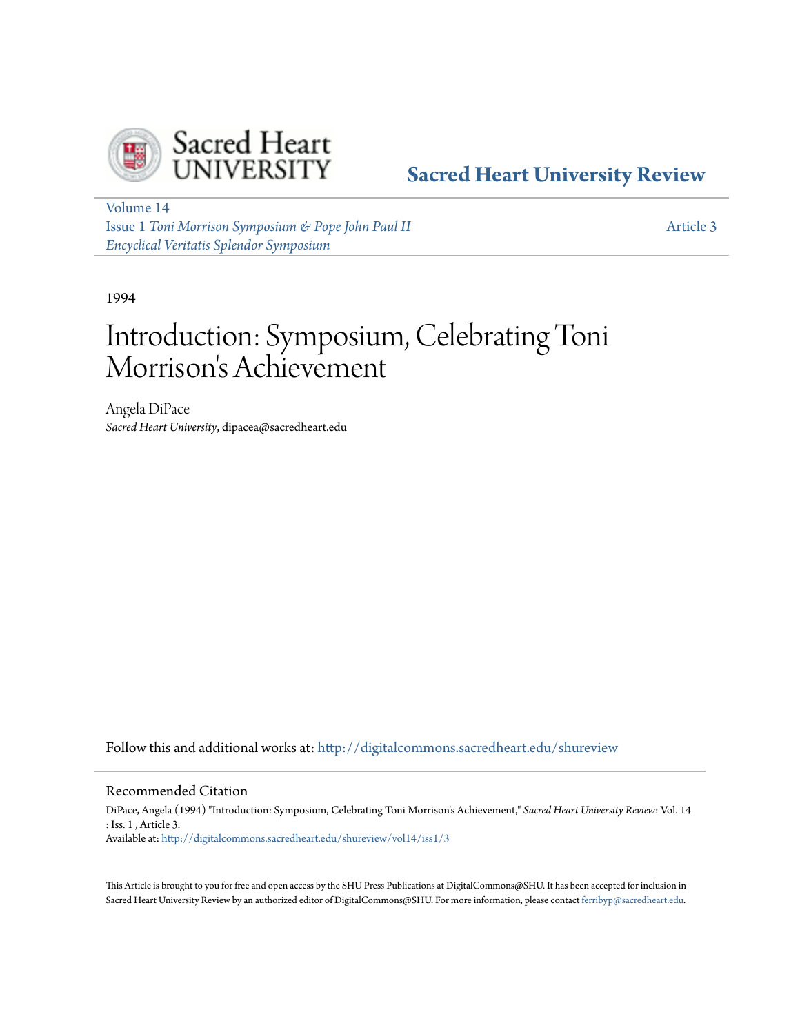Sacred Heart University Review

Volume 14
Issue 1 *Toni Morrison Symposium & Pope John Paul II Encyclical Veritatis Splendor Symposium*

Article 3

1994

# Introduction: Symposium, Celebrating Toni Morrison's Achievement

Angela DiPace
*Sacred Heart University*, dipacea@sacredheart.edu

Follow this and additional works at: http://digitalcommons.sacredheart.edu/shureview

## Recommended Citation

DiPace, Angela (1994) "Introduction: Symposium, Celebrating Toni Morrison's Achievement," *Sacred Heart University Review*: Vol. 14 : Iss. 1 , Article 3.
Available at: http://digitalcommons.sacredheart.edu/shureview/vol14/iss1/3

This Article is brought to you for free and open access by the SHU Press Publications at DigitalCommons@SHU. It has been accepted for inclusion in Sacred Heart University Review by an authorized editor of DigitalCommons@SHU. For more information, please contact ferribyp@sacredheart.edu.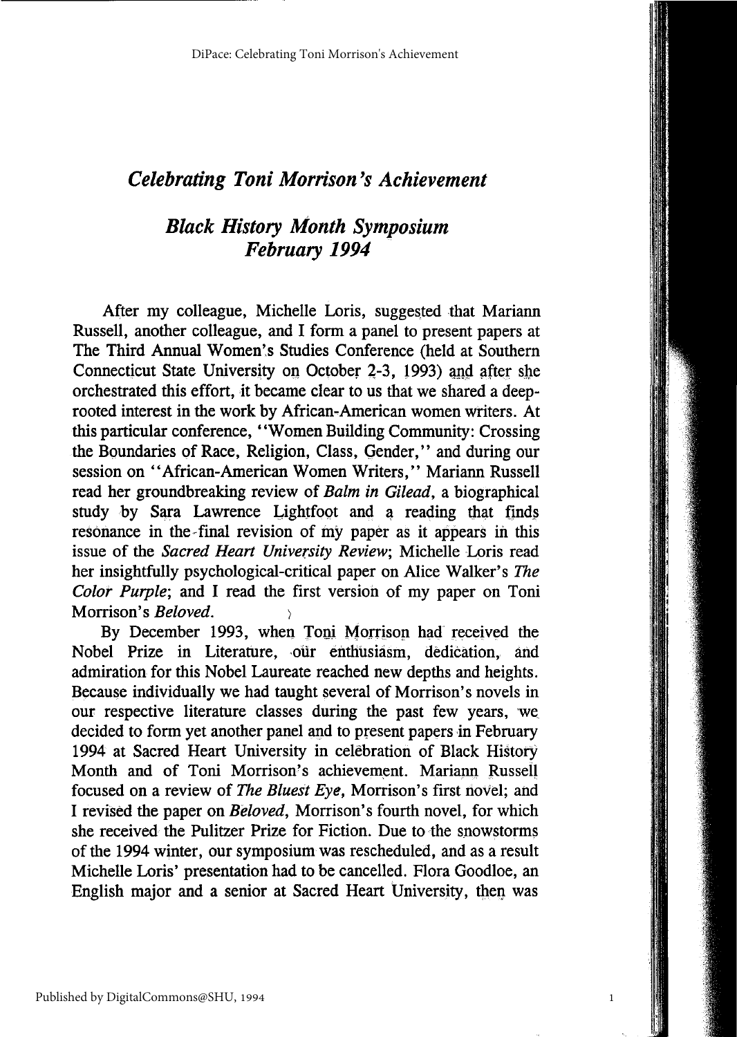# *Celebrating Toni Morrison's Achievement*

## *Black History Month Symposium February 1994*

After my colleague, Michelle Loris, suggested that Mariann Russell, another colleague, and I form a panel to present papers at The Third Annual Women's Studies Conference (held at Southern Connecticut State University on October 2-3, 1993) and after she orchestrated this effort, it became clear to us that we shared a deep-rooted interest in the work by African-American women writers. At this particular conference, "Women Building Community: Crossing the Boundaries of Race, Religion, Class, Gender," and during our session on "African-American Women Writers," Mariann Russell read her groundbreaking review of *Balm in Gilead*, a biographical study by Sara Lawrence Lightfoot and a reading that finds resonance in the final revision of my paper as it appears in this issue of the *Sacred Heart University Review*; Michelle Loris read her insightfully psychological-critical paper on Alice Walker's *The Color Purple*; and I read the first version of my paper on Toni Morrison's *Beloved*.

By December 1993, when Toni Morrison had received the Nobel Prize in Literature, our enthusiasm, dedication, and admiration for this Nobel Laureate reached new depths and heights. Because individually we had taught several of Morrison's novels in our respective literature classes during the past few years, we decided to form yet another panel and to present papers in February 1994 at Sacred Heart University in celebration of Black History Month and of Toni Morrison's achievement. Mariann Russell focused on a review of *The Bluest Eye*, Morrison's first novel; and I revised the paper on *Beloved*, Morrison's fourth novel, for which she received the Pulitzer Prize for Fiction. Due to the snowstorms of the 1994 winter, our symposium was rescheduled, and as a result Michelle Loris' presentation had to be cancelled. Flora Goodloe, an English major and a senior at Sacred Heart University, then was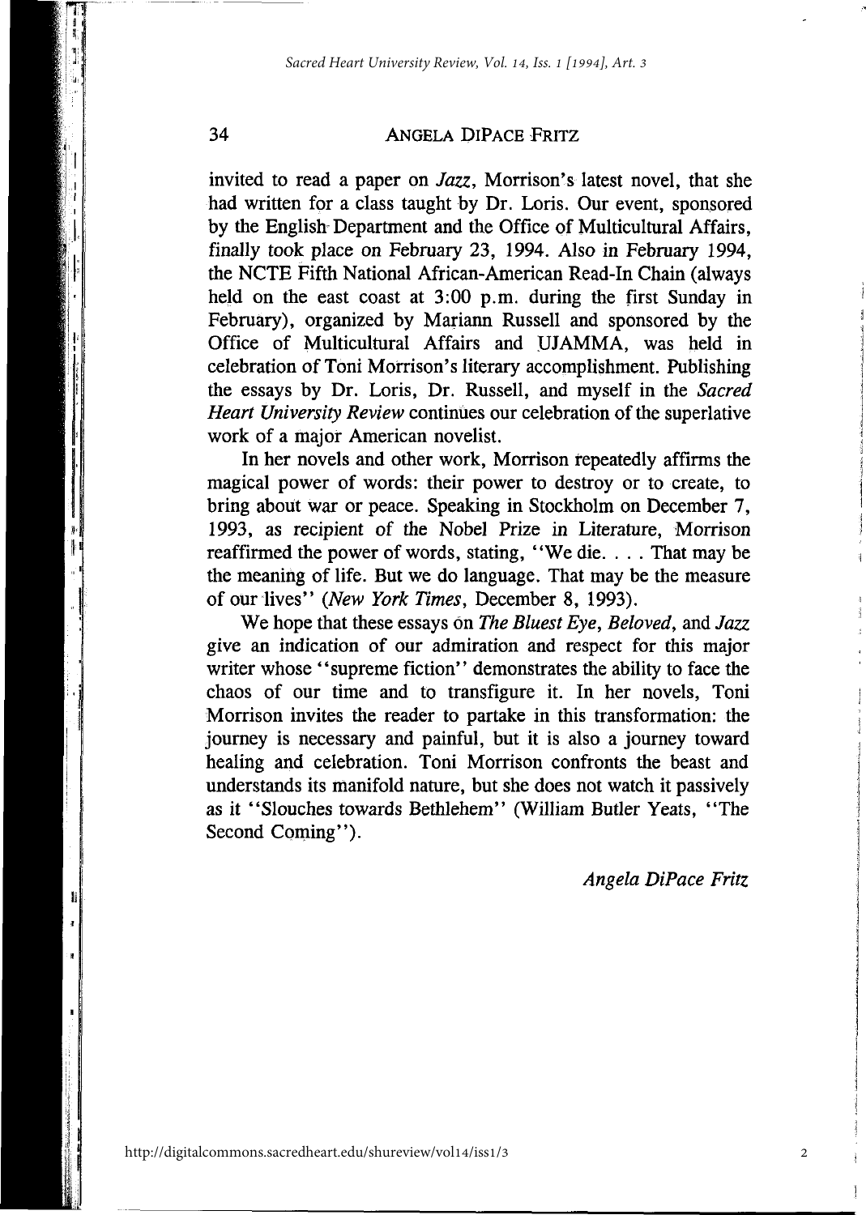invited to read a paper on *Jazz*, Morrison's latest novel, that she had written for a class taught by Dr. Loris. Our event, sponsored by the English Department and the Office of Multicultural Affairs, finally took place on February 23, 1994. Also in February 1994, the NCTE Fifth National African-American Read-In Chain (always held on the east coast at 3:00 p.m. during the first Sunday in February), organized by Mariann Russell and sponsored by the Office of Multicultural Affairs and UJAMMA, was held in celebration of Toni Morrison's literary accomplishment. Publishing the essays by Dr. Loris, Dr. Russell, and myself in the *Sacred Heart University Review* continues our celebration of the superlative work of a major American novelist.

In her novels and other work, Morrison repeatedly affirms the magical power of words: their power to destroy or to create, to bring about war or peace. Speaking in Stockholm on December 7, 1993, as recipient of the Nobel Prize in Literature, Morrison reaffirmed the power of words, stating, "We die. . . . That may be the meaning of life. But we do language. That may be the measure of our lives" (*New York Times*, December 8, 1993).

We hope that these essays on *The Bluest Eye*, *Beloved*, and *Jazz* give an indication of our admiration and respect for this major writer whose "supreme fiction" demonstrates the ability to face the chaos of our time and to transfigure it. In her novels, Toni Morrison invites the reader to partake in this transformation: the journey is necessary and painful, but it is also a journey toward healing and celebration. Toni Morrison confronts the beast and understands its manifold nature, but she does not watch it passively as it "Slouches towards Bethlehem" (William Butler Yeats, "The Second Coming").

*Angela DiPace Fritz*